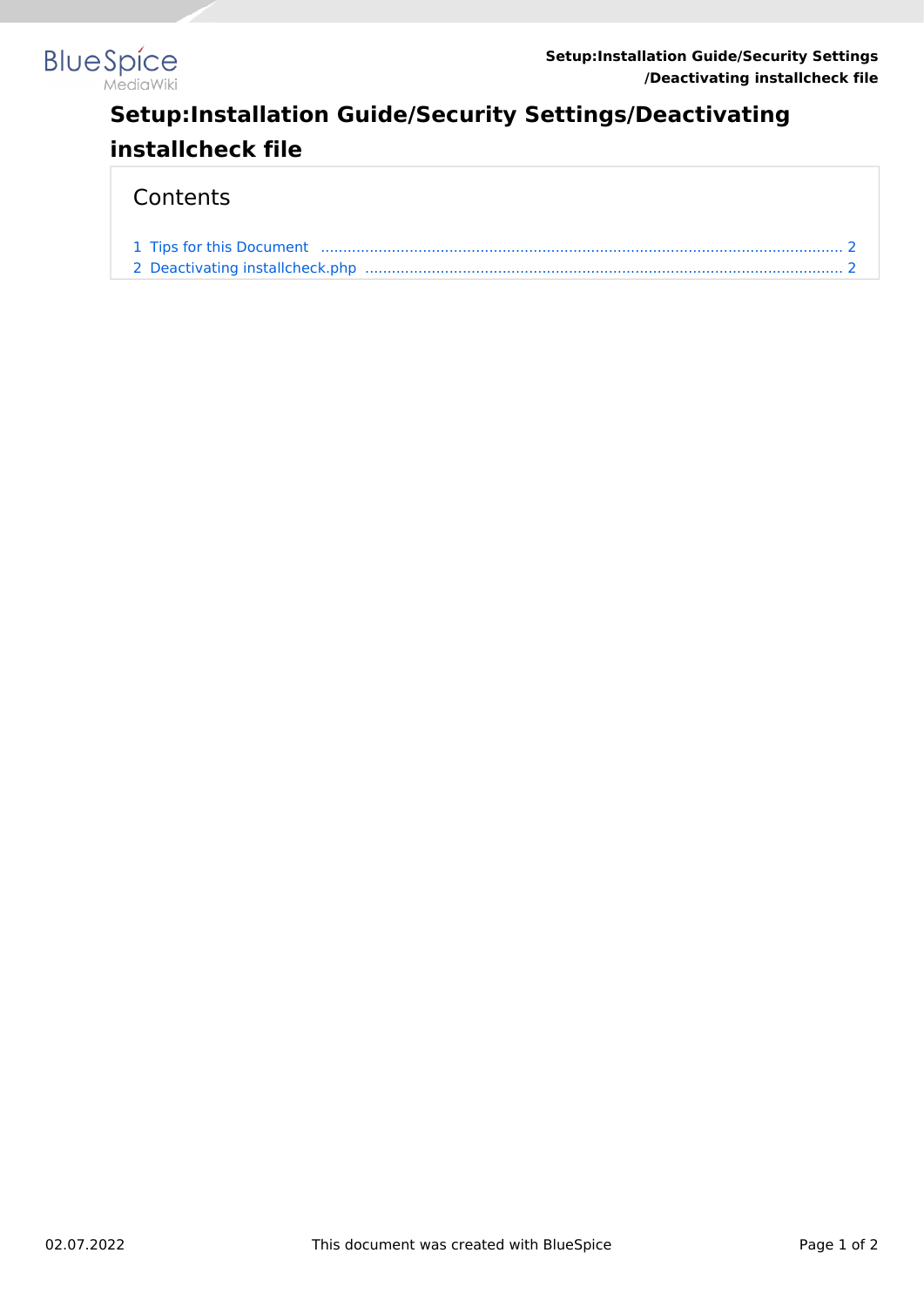# Setup:Installation Guide/Security Settings/Deactivating installcheck file

## Contents

1 Tips for this Document ..................................................................................................................... 2

2 Deactivating installcheck.php ........................................................................................................... 2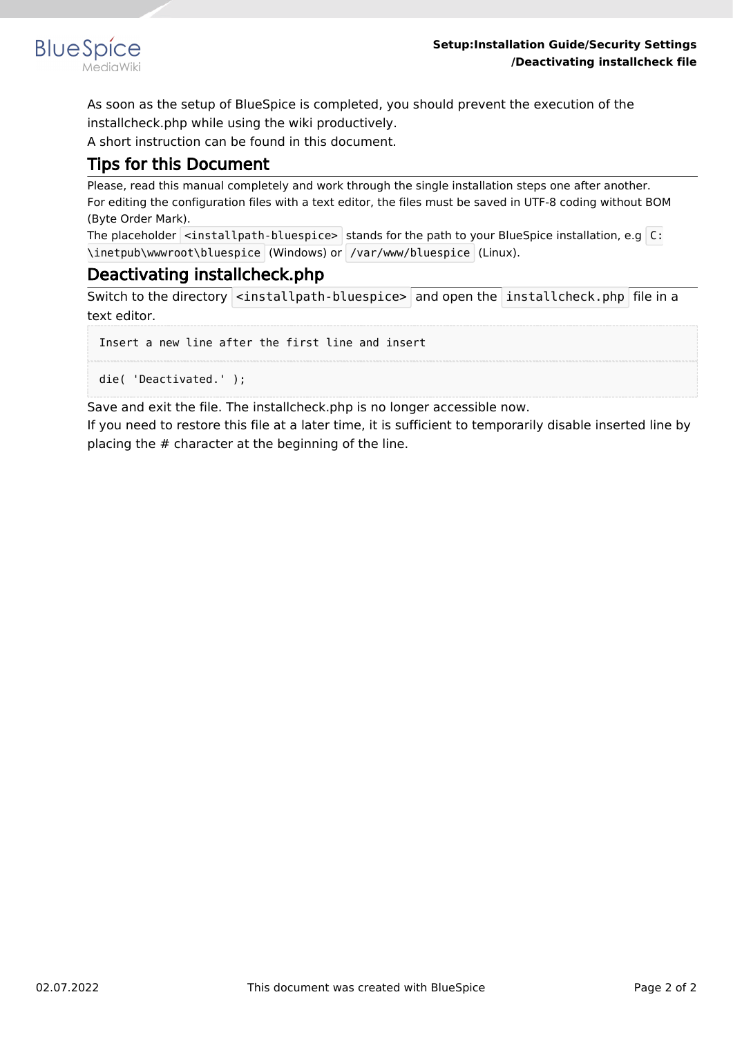As soon as the setup of BlueSpice is completed, you should prevent the execution of the installcheck.php while using the wiki productively.
A short instruction can be found in this document.

## Tips for this Document

Please, read this manual completely and work through the single installation steps one after another.
For editing the configuration files with a text editor, the files must be saved in UTF-8 coding without BOM (Byte Order Mark).
The placeholder `<installpath-bluespice>` stands for the path to your BlueSpice installation, e.g `C:\inetpub\wwwroot\bluespice` (Windows) or `/var/www/bluespice` (Linux).

## Deactivating installcheck.php

Switch to the directory `<installpath-bluespice>` and open the `installcheck.php` file in a text editor.

```
Insert a new line after the first line and insert
```

```
die( 'Deactivated.' );
```

Save and exit the file. The installcheck.php is no longer accessible now.
If you need to restore this file at a later time, it is sufficient to temporarily disable inserted line by placing the # character at the beginning of the line.